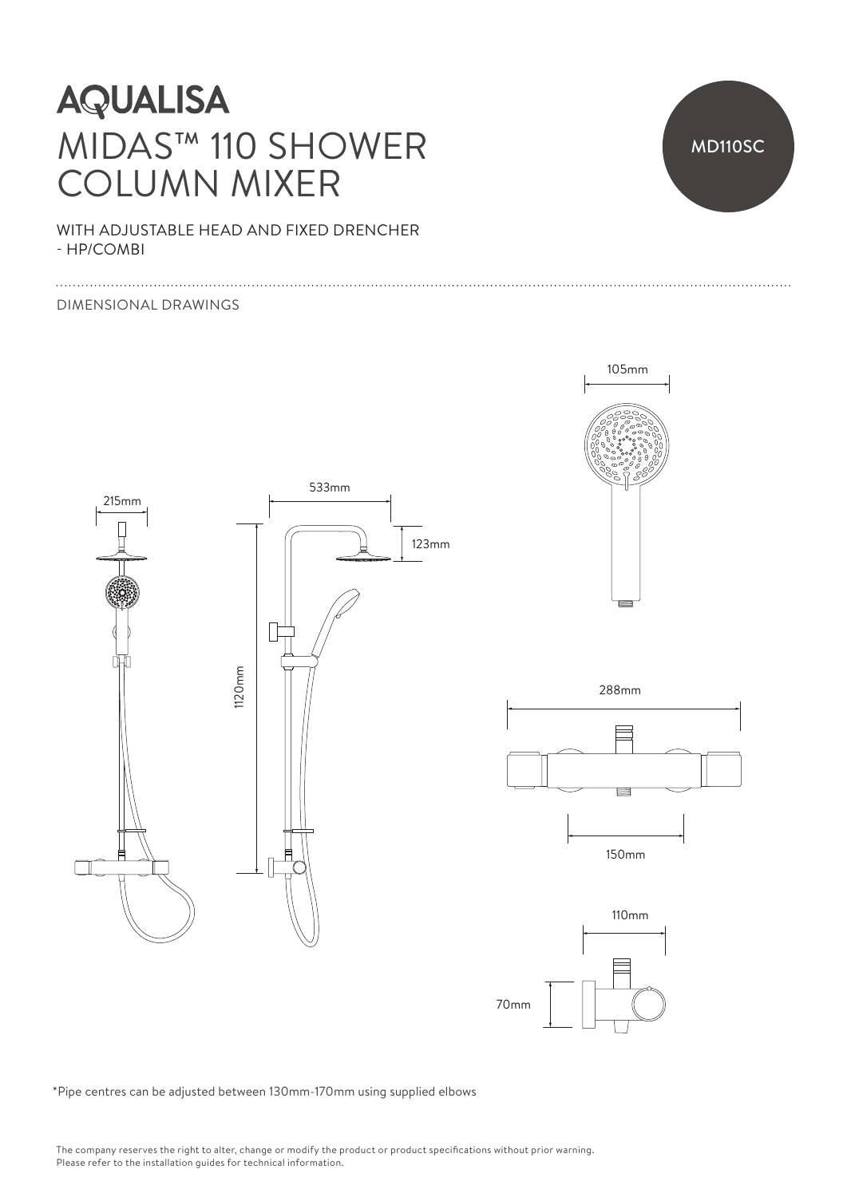# AQUALISA

# MIDAS™ 110 SHOWER COLUMN MIXER

MD110SC

WITH ADJUSTABLE HEAD AND FIXED DRENCHER
- HP/COMBI

DIMENSIONAL DRAWINGS

105mm

215mm

533mm

123mm

1120mm

288mm

150mm

110mm

70mm

*Pipe centres can be adjusted between 130mm-170mm using supplied elbows

The company reserves the right to alter, change or modify the product or product specifications without prior warning.
Please refer to the installation guides for technical information.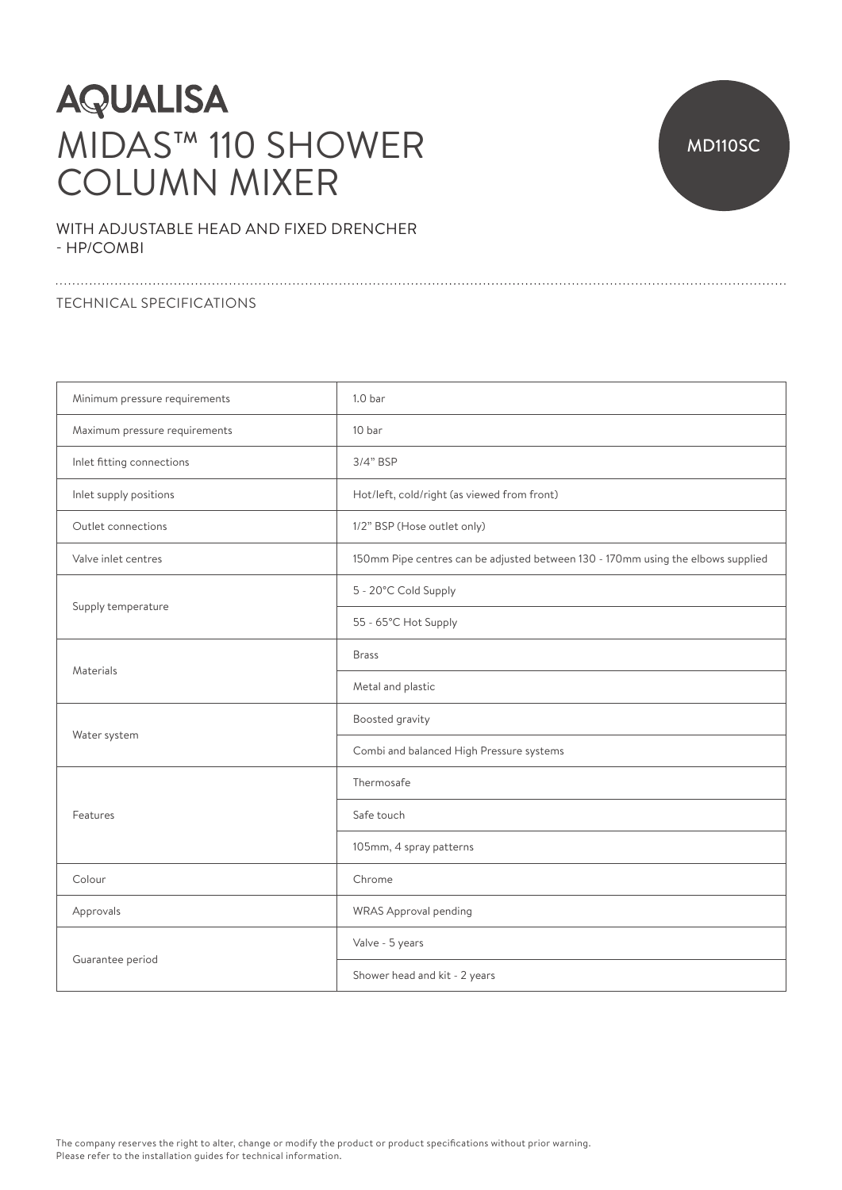# AQUALISA

# MIDAS™ 110 SHOWER COLUMN MIXER

MD110SC

WITH ADJUSTABLE HEAD AND FIXED DRENCHER - HP/COMBI

TECHNICAL SPECIFICATIONS

| | |
|---|---|
| Minimum pressure requirements | 1.0 bar |
| Maximum pressure requirements | 10 bar |
| Inlet fitting connections | 3/4" BSP |
| Inlet supply positions | Hot/left, cold/right (as viewed from front) |
| Outlet connections | 1/2" BSP (Hose outlet only) |
| Valve inlet centres | 150mm Pipe centres can be adjusted between 130 - 170mm using the elbows supplied |
| Supply temperature | 5 - 20°C Cold Supply |
| | 55 - 65°C Hot Supply |
| Materials | Brass |
| | Metal and plastic |
| Water system | Boosted gravity |
| | Combi and balanced High Pressure systems |
| Features | Thermosafe |
| | Safe touch |
| | 105mm, 4 spray patterns |
| Colour | Chrome |
| Approvals | WRAS Approval pending |
| Guarantee period | Valve - 5 years |
| | Shower head and kit - 2 years |

The company reserves the right to alter, change or modify the product or product specifications without prior warning.
Please refer to the installation guides for technical information.